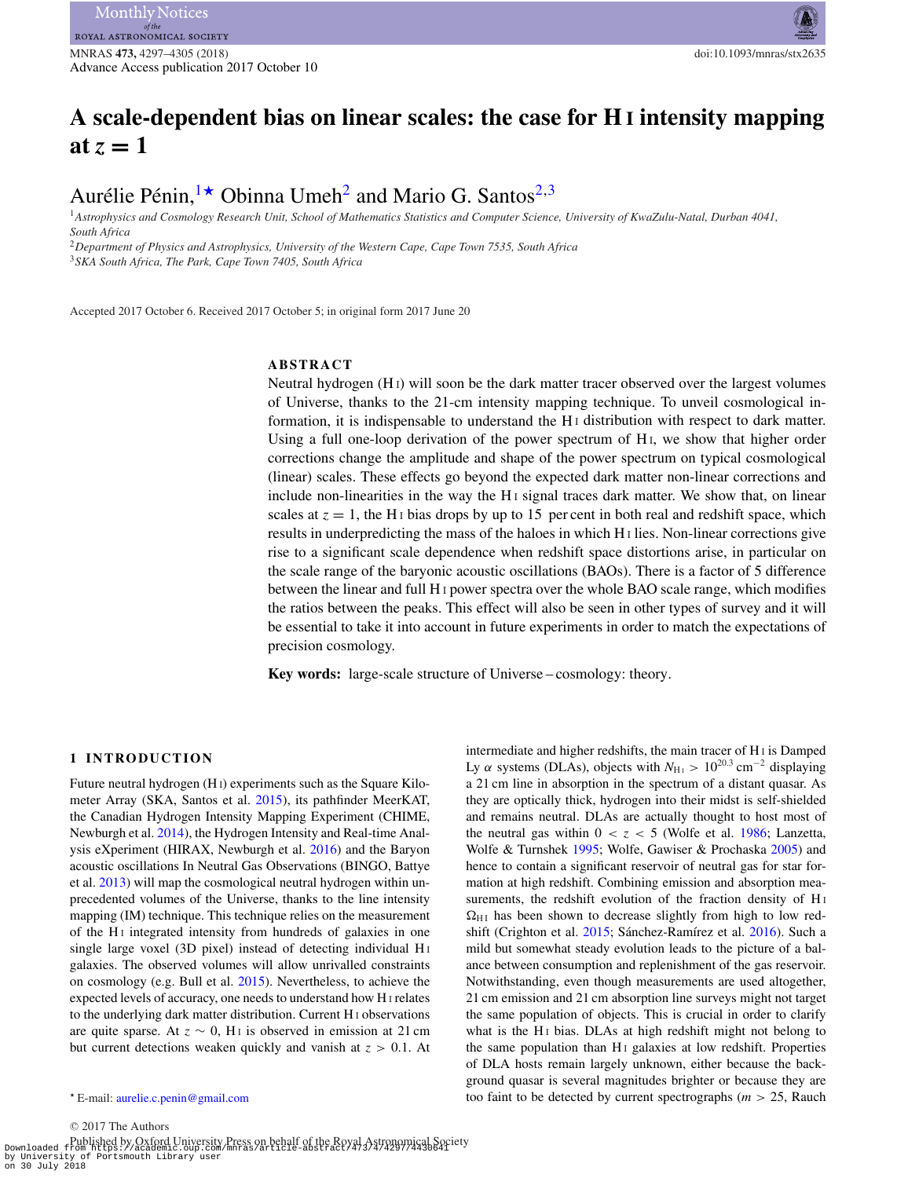# A scale-dependent bias on linear scales: the case for H I intensity mapping at $z = 1$

Aurélie Pénin,[1]★ Obinna Umeh[2] and Mario G. Santos[2,3]

[1]Astrophysics and Cosmology Research Unit, School of Mathematics Statistics and Computer Science, University of KwaZulu-Natal, Durban 4041, South Africa

[2]Department of Physics and Astrophysics, University of the Western Cape, Cape Town 7535, South Africa

[3]SKA South Africa, The Park, Cape Town 7405, South Africa

Accepted 2017 October 6. Received 2017 October 5; in original form 2017 June 20

## ABSTRACT

Neutral hydrogen (H I) will soon be the dark matter tracer observed over the largest volumes of Universe, thanks to the 21-cm intensity mapping technique. To unveil cosmological information, it is indispensable to understand the H I distribution with respect to dark matter. Using a full one-loop derivation of the power spectrum of H I, we show that higher order corrections change the amplitude and shape of the power spectrum on typical cosmological (linear) scales. These effects go beyond the expected dark matter non-linear corrections and include non-linearities in the way the H I signal traces dark matter. We show that, on linear scales at $z = 1$, the H I bias drops by up to 15 per cent in both real and redshift space, which results in underpredicting the mass of the haloes in which H I lies. Non-linear corrections give rise to a significant scale dependence when redshift space distortions arise, in particular on the scale range of the baryonic acoustic oscillations (BAOs). There is a factor of 5 difference between the linear and full H I power spectra over the whole BAO scale range, which modifies the ratios between the peaks. This effect will also be seen in other types of survey and it will be essential to take it into account in future experiments in order to match the expectations of precision cosmology.

**Key words:** large-scale structure of Universe – cosmology: theory.

## 1 INTRODUCTION

Future neutral hydrogen (H I) experiments such as the Square Kilometer Array (SKA, Santos et al. 2015), its pathfinder MeerKAT, the Canadian Hydrogen Intensity Mapping Experiment (CHIME, Newburgh et al. 2014), the Hydrogen Intensity and Real-time Analysis eXperiment (HIRAX, Newburgh et al. 2016) and the Baryon acoustic oscillations In Neutral Gas Observations (BINGO, Battye et al. 2013) will map the cosmological neutral hydrogen within unprecedented volumes of the Universe, thanks to the line intensity mapping (IM) technique. This technique relies on the measurement of the H I integrated intensity from hundreds of galaxies in one single large voxel (3D pixel) instead of detecting individual H I galaxies. The observed volumes will allow unrivalled constraints on cosmology (e.g. Bull et al. 2015). Nevertheless, to achieve the expected levels of accuracy, one needs to understand how H I relates to the underlying dark matter distribution. Current H I observations are quite sparse. At $z \sim 0$, H I is observed in emission at 21 cm but current detections weaken quickly and vanish at $z > 0.1$. At intermediate and higher redshifts, the main tracer of H I is Damped Ly $\alpha$ systems (DLAs), objects with $N_{\rm H\,I} > 10^{20.3}$ cm$^{-2}$ displaying a 21 cm line in absorption in the spectrum of a distant quasar. As they are optically thick, hydrogen into their midst is self-shielded and remains neutral. DLAs are actually thought to host most of the neutral gas within $0 < z < 5$ (Wolfe et al. 1986; Lanzetta, Wolfe & Turnshek 1995; Wolfe, Gawiser & Prochaska 2005) and hence to contain a significant reservoir of neutral gas for star formation at high redshift. Combining emission and absorption measurements, the redshift evolution of the fraction density of H I $\Omega_{\rm H\,I}$ has been shown to decrease slightly from high to low redshift (Crighton et al. 2015; Sánchez-Ramírez et al. 2016). Such a mild but somewhat steady evolution leads to the picture of a balance between consumption and replenishment of the gas reservoir. Notwithstanding, even though measurements are used altogether, 21 cm emission and 21 cm absorption line surveys might not target the same population of objects. This is crucial in order to clarify what is the H I bias. DLAs at high redshift might not belong to the same population than H I galaxies at low redshift. Properties of DLA hosts remain largely unknown, either because the background quasar is several magnitudes brighter or because they are too faint to be detected by current spectrographs ($m > 25$, Rauch

★ E-mail: aurelie.c.penin@gmail.com

© 2017 The Authors

Published by Oxford University Press on behalf of the Royal Astronomical Society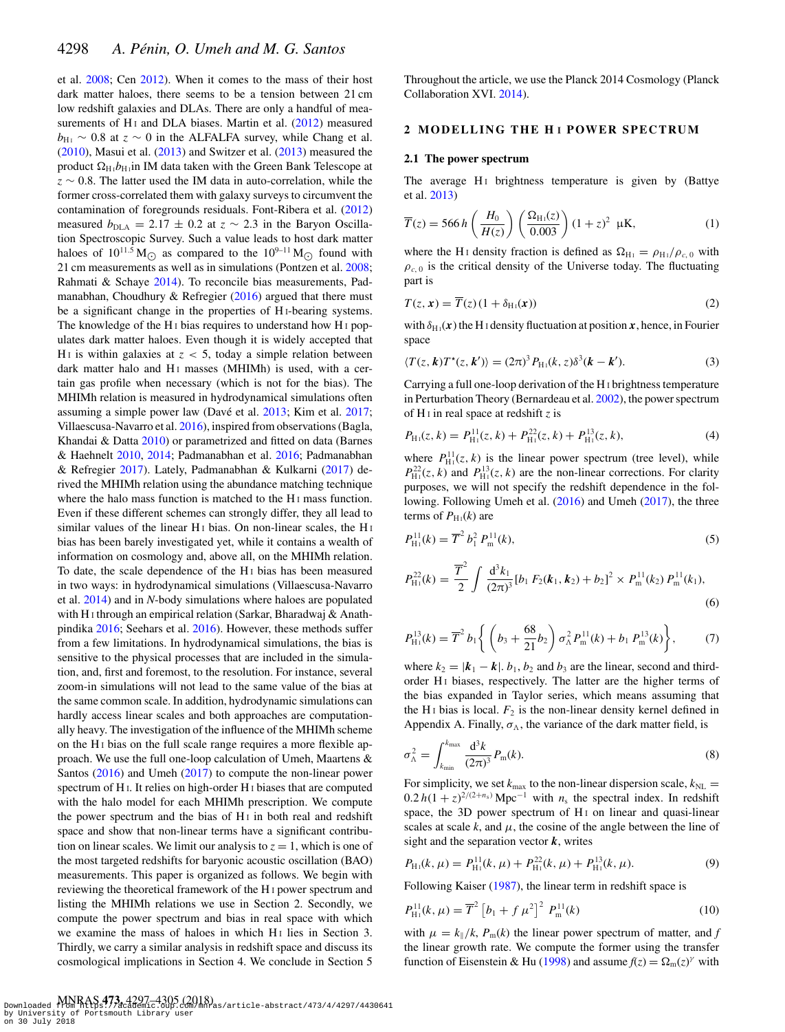et al. 2008; Cen 2012). When it comes to the mass of their host dark matter haloes, there seems to be a tension between 21 cm low redshift galaxies and DLAs. There are only a handful of measurements of H I and DLA biases. Martin et al. (2012) measured $b_{\rm H\,I} \sim 0.8$ at $z \sim 0$ in the ALFALFA survey, while Chang et al. (2010), Masui et al. (2013) and Switzer et al. (2013) measured the product $\Omega_{\rm H\,I} b_{\rm H\,I}$ in IM data taken with the Green Bank Telescope at $z \sim 0.8$. The latter used the IM data in auto-correlation, while the former cross-correlated them with galaxy surveys to circumvent the contamination of foregrounds residuals. Font-Ribera et al. (2012) measured $b_{\rm DLA} = 2.17 \pm 0.2$ at $z \sim 2.3$ in the Baryon Oscillation Spectroscopic Survey. Such a value leads to host dark matter haloes of $10^{11.5}\,{\rm M}_{\odot}$ as compared to the $10^{9-11}\,{\rm M}_{\odot}$ found with 21 cm measurements as well as in simulations (Pontzen et al. 2008; Rahmati & Schaye 2014). To reconcile bias measurements, Padmanabhan, Choudhury & Refregier (2016) argued that there must be a significant change in the properties of H I-bearing systems. The knowledge of the H I bias requires to understand how H I populates dark matter haloes. Even though it is widely accepted that H I is within galaxies at $z < 5$, today a simple relation between dark matter halo and H I masses (MHIMh) is used, with a certain gas profile when necessary (which is not for the bias). The MHIMh relation is measured in hydrodynamical simulations often assuming a simple power law (Davé et al. 2013; Kim et al. 2017; Villaescusa-Navarro et al. 2016), inspired from observations (Bagla, Khandai & Datta 2010) or parametrized and fitted on data (Barnes & Haehnelt 2010, 2014; Padmanabhan et al. 2016; Padmanabhan & Refregier 2017). Lately, Padmanabhan & Kulkarni (2017) derived the MHIMh relation using the abundance matching technique where the halo mass function is matched to the H I mass function. Even if these different schemes can strongly differ, they all lead to similar values of the linear H I bias. On non-linear scales, the H I bias has been barely investigated yet, while it contains a wealth of information on cosmology and, above all, on the MHIMh relation. To date, the scale dependence of the H I bias has been measured in two ways: in hydrodynamical simulations (Villaescusa-Navarro et al. 2014) and in *N*-body simulations where haloes are populated with H I through an empirical relation (Sarkar, Bharadwaj & Anathpindika 2016; Seehars et al. 2016). However, these methods suffer from a few limitations. In hydrodynamical simulations, the bias is sensitive to the physical processes that are included in the simulation, and, first and foremost, to the resolution. For instance, several zoom-in simulations will not lead to the same value of the bias at the same common scale. In addition, hydrodynamic simulations can hardly access linear scales and both approaches are computationally heavy. The investigation of the influence of the MHIMh scheme on the H I bias on the full scale range requires a more flexible approach. We use the full one-loop calculation of Umeh, Maartens & Santos (2016) and Umeh (2017) to compute the non-linear power spectrum of H I. It relies on high-order H I biases that are computed with the halo model for each MHIMh prescription. We compute the power spectrum and the bias of H I in both real and redshift space and show that non-linear terms have a significant contribution on linear scales. We limit our analysis to $z = 1$, which is one of the most targeted redshifts for baryonic acoustic oscillation (BAO) measurements. This paper is organized as follows. We begin with reviewing the theoretical framework of the H I power spectrum and listing the MHIMh relations we use in Section 2. Secondly, we compute the power spectrum and bias in real space with which we examine the mass of haloes in which H I lies in Section 3. Thirdly, we carry a similar analysis in redshift space and discuss its cosmological implications in Section 4. We conclude in Section 5

Throughout the article, we use the Planck 2014 Cosmology (Planck Collaboration XVI. 2014).

## 2 MODELLING THE H I POWER SPECTRUM

### 2.1 The power spectrum

The average H I brightness temperature is given by (Battye et al. 2013)

$$\overline{T}(z) = 566\,h\left(\frac{H_0}{H(z)}\right)\left(\frac{\Omega_{\rm H\,I}(z)}{0.003}\right)(1+z)^2\ \ \mu{\rm K}, \tag{1}$$

where the H I density fraction is defined as $\Omega_{\rm H\,I} = \rho_{\rm H\,I}/\rho_{c,\,0}$ with $\rho_{c,\,0}$ is the critical density of the Universe today. The fluctuating part is

$$T(z, \boldsymbol{x}) = \overline{T}(z)\,(1 + \delta_{\rm H\,I}(\boldsymbol{x})) \tag{2}$$

with $\delta_{\rm H\,I}(\boldsymbol{x})$ the H I density fluctuation at position $\boldsymbol{x}$, hence, in Fourier space

$$\langle T(z, \boldsymbol{k}) T^{\star}(z, \boldsymbol{k}')\rangle = (2\pi)^3 P_{\rm H\,I}(k, z)\delta^3(\boldsymbol{k} - \boldsymbol{k}'). \tag{3}$$

Carrying a full one-loop derivation of the H I brightness temperature in Perturbation Theory (Bernardeau et al. 2002), the power spectrum of H I in real space at redshift $z$ is

$$P_{\rm H\,I}(z, k) = P^{11}_{\rm H\,I}(z, k) + P^{22}_{\rm H\,I}(z, k) + P^{13}_{\rm H\,I}(z, k), \tag{4}$$

where $P^{11}_{\rm H\,I}(z, k)$ is the linear power spectrum (tree level), while $P^{22}_{\rm H\,I}(z, k)$ and $P^{13}_{\rm H\,I}(z, k)$ are the non-linear corrections. For clarity purposes, we will not specify the redshift dependence in the following. Following Umeh et al. (2016) and Umeh (2017), the three terms of $P_{\rm H\,I}(k)$ are

$$P^{11}_{\rm H\,I}(k) = \overline{T}^2\, b_1^2\, P^{11}_{\rm m}(k), \tag{5}$$

$$P^{22}_{\rm H\,I}(k) = \frac{\overline{T}^2}{2}\int \frac{{\rm d}^3 k_1}{(2\pi)^3}[b_1\, F_2(\boldsymbol{k}_1, \boldsymbol{k}_2) + b_2]^2 \times P^{11}_{\rm m}(k_2)\, P^{11}_{\rm m}(k_1), \tag{6}$$

$$P^{13}_{\rm H\,I}(k) = \overline{T}^2\, b_1\left\{\left(b_3 + \frac{68}{21}b_2\right)\sigma^2_{\Lambda}\, P^{11}_{\rm m}(k) + b_1\, P^{13}_{\rm m}(k)\right\}, \tag{7}$$

where $k_2 = |\boldsymbol{k}_1 - \boldsymbol{k}|$. $b_1$, $b_2$ and $b_3$ are the linear, second and third-order H I biases, respectively. The latter are the higher terms of the bias expanded in Taylor series, which means assuming that the H I bias is local. $F_2$ is the non-linear density kernel defined in Appendix A. Finally, $\sigma_{\Lambda}$, the variance of the dark matter field, is

$$\sigma^2_{\Lambda} = \int_{k_{\rm min}}^{k_{\rm max}} \frac{{\rm d}^3 k}{(2\pi)^3}\, P_{\rm m}(k). \tag{8}$$

For simplicity, we set $k_{\rm max}$ to the non-linear dispersion scale, $k_{\rm NL} = 0.2\,h(1+z)^{2/(2+n_{\rm s})}\,{\rm Mpc}^{-1}$ with $n_{\rm s}$ the spectral index. In redshift space, the 3D power spectrum of H I on linear and quasi-linear scales at scale $k$, and $\mu$, the cosine of the angle between the line of sight and the separation vector $\boldsymbol{k}$, writes

$$P_{\rm H\,I}(k, \mu) = P^{11}_{\rm H\,I}(k, \mu) + P^{22}_{\rm H\,I}(k, \mu) + P^{13}_{\rm H\,I}(k, \mu). \tag{9}$$

Following Kaiser (1987), the linear term in redshift space is

$$P^{11}_{\rm H\,I}(k, \mu) = \overline{T}^2\left[b_1 + f\,\mu^2\right]^2\, P^{11}_{\rm m}(k) \tag{10}$$

with $\mu = k_{\parallel}/k$, $P_{\rm m}(k)$ the linear power spectrum of matter, and $f$ the linear growth rate. We compute the former using the transfer function of Eisenstein & Hu (1998) and assume $f(z) = \Omega_{\rm m}(z)^{\gamma}$ with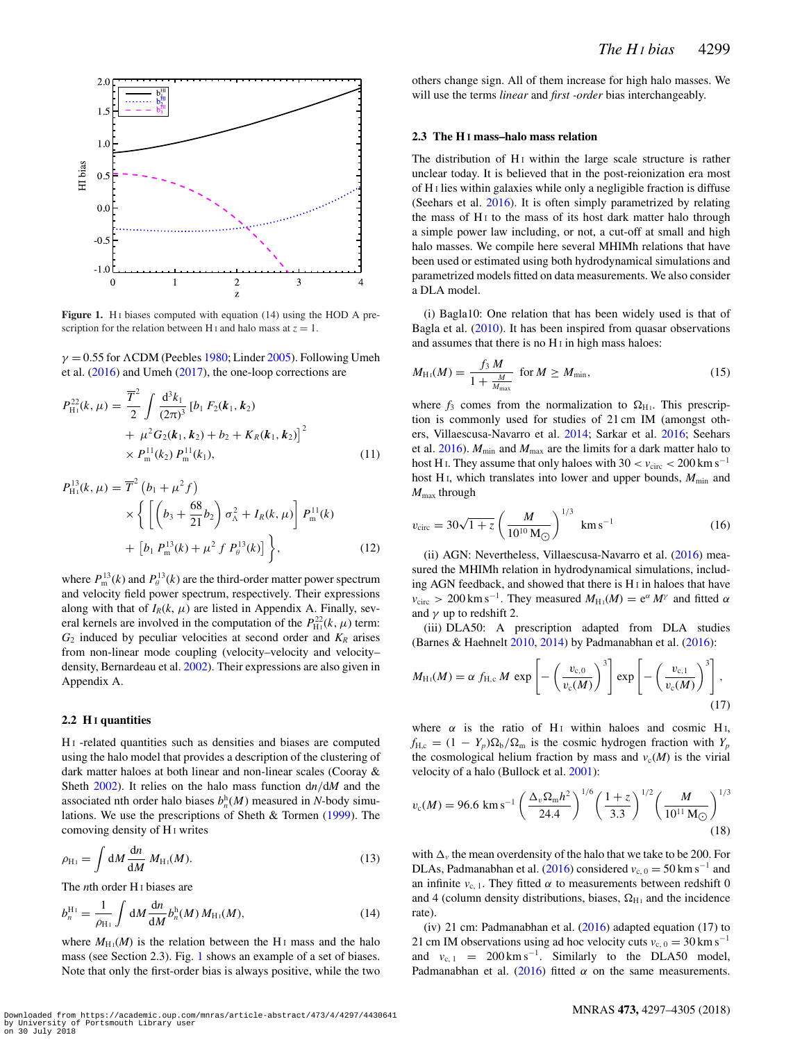Figure 1. H I biases computed with equation (14) using the HOD A prescription for the relation between H I and halo mass at $z = 1$.

$\gamma = 0.55$ for ΛCDM (Peebles 1980; Linder 2005). Following Umeh et al. (2016) and Umeh (2017), the one-loop corrections are

$$P^{22}_{\rm H\,I}(k,\mu) = \frac{\overline{T}^2}{2}\int \frac{{\rm d}^3k_1}{(2\pi)^3}\,[b_1\,F_2(\boldsymbol{k}_1,\boldsymbol{k}_2) + \mu^2 G_2(\boldsymbol{k}_1,\boldsymbol{k}_2) + b_2 + K_R(\boldsymbol{k}_1,\boldsymbol{k}_2)]^2 \times P^{11}_{\rm m}(k_2)\,P^{11}_{\rm m}(k_1), \tag{11}$$

$$P^{13}_{\rm H\,I}(k,\mu) = \overline{T}^2\left(b_1+\mu^2 f\right) \times \left\{\left[\left(b_3+\frac{68}{21}b_2\right)\sigma^2_\Lambda + I_R(k,\mu)\right]P^{11}_{\rm m}(k) + \left[b_1\,P^{13}_{\rm m}(k) + \mu^2\,f\,P^{13}_\theta(k)\right]\right\}, \tag{12}$$

where $P^{13}_{\rm m}(k)$ and $P^{13}_\theta(k)$ are the third-order matter power spectrum and velocity field power spectrum, respectively. Their expressions along with that of $I_R(k,\mu)$ are listed in Appendix A. Finally, several kernels are involved in the computation of the $P^{22}_{\rm H\,I}(k,\mu)$ term: $G_2$ induced by peculiar velocities at second order and $K_R$ arises from non-linear mode coupling (velocity–velocity and velocity–density, Bernardeau et al. 2002). Their expressions are also given in Appendix A.

### 2.2 H I quantities

H I -related quantities such as densities and biases are computed using the halo model that provides a description of the clustering of dark matter haloes at both linear and non-linear scales (Cooray & Sheth 2002). It relies on the halo mass function ${\rm d}n/{\rm d}M$ and the associated nth order halo biases $b^{\rm h}_n(M)$ measured in N-body simulations. We use the prescriptions of Sheth & Tormen (1999). The comoving density of H I writes

$$\rho_{\rm H\,I} = \int {\rm d}M\,\frac{{\rm d}n}{{\rm d}M}\,M_{\rm H\,I}(M). \tag{13}$$

The *n*th order H I biases are

$$b^{\rm H\,I}_n = \frac{1}{\rho_{\rm H\,I}}\int {\rm d}M\,\frac{{\rm d}n}{{\rm d}M}\,b^{\rm h}_n(M)\,M_{\rm H\,I}(M), \tag{14}$$

where $M_{\rm H\,I}(M)$ is the relation between the H I mass and the halo mass (see Section 2.3). Fig. 1 shows an example of a set of biases. Note that only the first-order bias is always positive, while the two others change sign. All of them increase for high halo masses. We will use the terms *linear* and *first -order* bias interchangeably.

### 2.3 The H I mass–halo mass relation

The distribution of H I within the large scale structure is rather unclear today. It is believed that in the post-reionization era most of H I lies within galaxies while only a negligible fraction is diffuse (Seehars et al. 2016). It is often simply parametrized by relating the mass of H I to the mass of its host dark matter halo through a simple power law including, or not, a cut-off at small and high halo masses. We compile here several MHIMh relations that have been used or estimated using both hydrodynamical simulations and parametrized models fitted on data measurements. We also consider a DLA model.

(i) Bagla10: One relation that has been widely used is that of Bagla et al. (2010). It has been inspired from quasar observations and assumes that there is no H I in high mass haloes:

$$M_{\rm H\,I}(M) = \frac{f_3\,M}{1+\frac{M}{M_{\rm max}}}\quad \text{for } M \geq M_{\rm min}, \tag{15}$$

where $f_3$ comes from the normalization to $\Omega_{\rm H\,I}$. This prescription is commonly used for studies of 21 cm IM (amongst others, Villaescusa-Navarro et al. 2014; Sarkar et al. 2016; Seehars et al. 2016). $M_{\rm min}$ and $M_{\rm max}$ are the limits for a dark matter halo to host H I. They assume that only haloes with $30 < v_{\rm circ} < 200\,{\rm km\,s^{-1}}$ host H I, which translates into lower and upper bounds, $M_{\rm min}$ and $M_{\rm max}$ through

$$v_{\rm circ} = 30\sqrt{1+z}\left(\frac{M}{10^{10}\,{\rm M_\odot}}\right)^{1/3}\ {\rm km\,s^{-1}} \tag{16}$$

(ii) AGN: Nevertheless, Villaescusa-Navarro et al. (2016) measured the MHIMh relation in hydrodynamical simulations, including AGN feedback, and showed that there is H I in haloes that have $v_{\rm circ} > 200\,{\rm km\,s^{-1}}$. They measured $M_{\rm H\,I}(M) = {\rm e}^{\alpha}\,M^{\gamma}$ and fitted $\alpha$ and $\gamma$ up to redshift 2.

(iii) DLA50: A prescription adapted from DLA studies (Barnes & Haehnelt 2010, 2014) by Padmanabhan et al. (2016):

$$M_{\rm H\,I}(M) = \alpha\,f_{\rm H,c}\,M\,\exp\left[-\left(\frac{v_{\rm c,0}}{v_{\rm c}(M)}\right)^3\right]\exp\left[-\left(\frac{v_{\rm c,1}}{v_{\rm c}(M)}\right)^3\right], \tag{17}$$

where $\alpha$ is the ratio of H I within haloes and cosmic H I, $f_{\rm H,c} = (1-Y_p)\Omega_{\rm b}/\Omega_{\rm m}$ is the cosmic hydrogen fraction with $Y_p$ the cosmological helium fraction by mass and $v_{\rm c}(M)$ is the virial velocity of a halo (Bullock et al. 2001):

$$v_{\rm c}(M) = 96.6\ {\rm km\,s^{-1}}\left(\frac{\Delta_v\Omega_{\rm m}h^2}{24.4}\right)^{1/6}\left(\frac{1+z}{3.3}\right)^{1/2}\left(\frac{M}{10^{11}\,{\rm M_\odot}}\right)^{1/3} \tag{18}$$

with $\Delta_v$ the mean overdensity of the halo that we take to be 200. For DLAs, Padmanabhan et al. (2016) considered $v_{\rm c,0} = 50\,{\rm km\,s^{-1}}$ and an infinite $v_{\rm c,1}$. They fitted $\alpha$ to measurements between redshift 0 and 4 (column density distributions, biases, $\Omega_{\rm H\,I}$ and the incidence rate).

(iv) 21 cm: Padmanabhan et al. (2016) adapted equation (17) to 21 cm IM observations using ad hoc velocity cuts $v_{\rm c,0} = 30\,{\rm km\,s^{-1}}$ and $v_{\rm c,1} = 200\,{\rm km\,s^{-1}}$. Similarly to the DLA50 model, Padmanabhan et al. (2016) fitted $\alpha$ on the same measurements.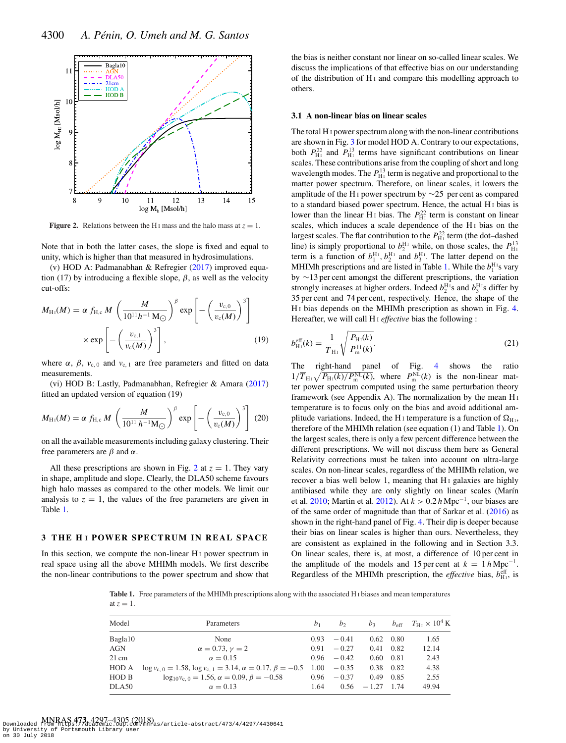Figure 2. Relations between the H I mass and the halo mass at $z = 1$.

Note that in both the latter cases, the slope is fixed and equal to unity, which is higher than that measured in hydrosimulations.

(v) HOD A: Padmanabhan & Refregier (2017) improved equation (17) by introducing a flexible slope, $\beta$, as well as the velocity cut-offs:

$$M_{\rm H\,I}(M) = \alpha\, f_{\rm H,c}\, M \left(\frac{M}{10^{11} h^{-1}\,{\rm M}_{\odot}}\right)^{\beta} \exp\left[-\left(\frac{v_{\rm c,0}}{v_{\rm c}(M)}\right)^{3}\right] \times \exp\left[-\left(\frac{v_{\rm c,1}}{v_{\rm c}(M)}\right)^{3}\right], \tag{19}$$

where $\alpha$, $\beta$, $v_{\rm c,\,0}$ and $v_{\rm c,\,1}$ are free parameters and fitted on data measurements.

(vi) HOD B: Lastly, Padmanabhan, Refregier & Amara (2017) fitted an updated version of equation (19)

$$M_{\rm H\,I}(M) = \alpha\, f_{\rm H,c}\, M \left(\frac{M}{10^{11}\, h^{-1}{\rm M}_{\odot}}\right)^{\beta} \exp\left[-\left(\frac{v_{\rm c,0}}{v_{\rm c}(M)}\right)^{3}\right] \tag{20}$$

on all the available measurements including galaxy clustering. Their free parameters are $\beta$ and $\alpha$.

All these prescriptions are shown in Fig. 2 at $z = 1$. They vary in shape, amplitude and slope. Clearly, the DLA50 scheme favours high halo masses as compared to the other models. We limit our analysis to $z = 1$, the values of the free parameters are given in Table 1.

## 3 THE H I POWER SPECTRUM IN REAL SPACE

In this section, we compute the non-linear H I power spectrum in real space using all the above MHIMh models. We first describe the non-linear contributions to the power spectrum and show that the bias is neither constant nor linear on so-called linear scales. We discuss the implications of that effective bias on our understanding of the distribution of H I and compare this modelling approach to others.

### 3.1 A non-linear bias on linear scales

The total H I power spectrum along with the non-linear contributions are shown in Fig. 3 for model HOD A. Contrary to our expectations, both $P^{22}_{\rm H\,I}$ and $P^{13}_{\rm H\,I}$ terms have significant contributions on linear scales. These contributions arise from the coupling of short and long wavelength modes. The $P^{13}_{\rm H\,I}$ term is negative and proportional to the matter power spectrum. Therefore, on linear scales, it lowers the amplitude of the H I power spectrum by ∼25 per cent as compared to a standard biased power spectrum. Hence, the actual H I bias is lower than the linear H I bias. The $P^{22}_{\rm H\,I}$ term is constant on linear scales, which induces a scale dependence of the H I bias on the largest scales. The flat contribution to the $P^{22}_{\rm H\,I}$ term (the dot–dashed line) is simply proportional to $b^{\rm H\,I}_2$ while, on those scales, the $P^{13}_{\rm H\,I}$ term is a function of $b^{\rm H\,I}_1$, $b^{\rm H\,I}_2$ and $b^{\rm H\,I}_3$. The latter depend on the MHIMh prescriptions and are listed in Table 1. While the $b^{\rm H\,I}_1$s vary by ∼13 per cent amongst the different prescriptions, the variation strongly increases at higher orders. Indeed $b^{\rm H\,I}_2$s and $b^{\rm H\,I}_3$s differ by 35 per cent and 74 per cent, respectively. Hence, the shape of the H I bias depends on the MHIMh prescription as shown in Fig. 4. Hereafter, we will call H I *effective* bias the following :

$$b^{\rm eff}_{\rm H\,I}(k) = \frac{1}{\overline{T}_{\rm H\,I}}\sqrt{\frac{P_{\rm H\,I}(k)}{P^{11}_{\rm m}(k)}}. \tag{21}$$

The right-hand panel of Fig. 4 shows the ratio $1/\overline{T}_{\rm H\,I}\sqrt{P_{\rm H\,I}(k)/P^{\rm NL}_{\rm m}(k)}$, where $P^{\rm NL}_{\rm m}(k)$ is the non-linear matter power spectrum computed using the same perturbation theory framework (see Appendix A). The normalization by the mean H I temperature is to focus only on the bias and avoid additional amplitude variations. Indeed, the H I temperature is a function of $\Omega_{\rm H\,I}$, therefore of the MHIMh relation (see equation (1) and Table 1). On the largest scales, there is only a few percent difference between the different prescriptions. We will not discuss them here as General Relativity corrections must be taken into account on ultra-large scales. On non-linear scales, regardless of the MHIMh relation, we recover a bias well below 1, meaning that H I galaxies are highly antibiased while they are only slightly on linear scales (Marín et al. 2010; Martin et al. 2012). At $k > 0.2\,h\,{\rm Mpc}^{-1}$, our biases are of the same order of magnitude than that of Sarkar et al. (2016) as shown in the right-hand panel of Fig. 4. Their dip is deeper because their bias on linear scales is higher than ours. Nevertheless, they are consistent as explained in the following and in Section 3.3. On linear scales, there is, at most, a difference of 10 per cent in the amplitude of the models and 15 per cent at $k = 1\,h\,{\rm Mpc}^{-1}$. Regardless of the MHIMh prescription, the *effective* bias, $b^{\rm eff}_{\rm H\,I}$, is

**Table 1.** Free parameters of the MHIMh prescriptions along with the associated H I biases and mean temperatures at $z = 1$.

| Model | Parameters | $b_1$ | $b_2$ | $b_3$ | $b_{\rm eff}$ | $T_{\rm H\,I} \times 10^4$ K |
|---|---|---|---|---|---|---|
| Bagla10 | None | 0.93 | −0.41 | 0.62 | 0.80 | 1.65 |
| AGN | $\alpha = 0.73$, $\gamma = 2$ | 0.91 | −0.27 | 0.41 | 0.82 | 12.14 |
| 21 cm | $\alpha = 0.15$ | 0.96 | −0.42 | 0.60 | 0.81 | 2.43 |
| HOD A | $\log v_{\rm c,\,0} = 1.58$, $\log v_{\rm c,\,1} = 3.14$, $\alpha = 0.17$, $\beta = -0.5$ | 1.00 | −0.35 | 0.38 | 0.82 | 4.38 |
| HOD B | $\log_{10} v_{\rm c,\,0} = 1.56$, $\alpha = 0.09$, $\beta = -0.58$ | 0.96 | −0.37 | 0.49 | 0.85 | 2.55 |
| DLA50 | $\alpha = 0.13$ | 1.64 | 0.56 | −1.27 | 1.74 | 49.94 |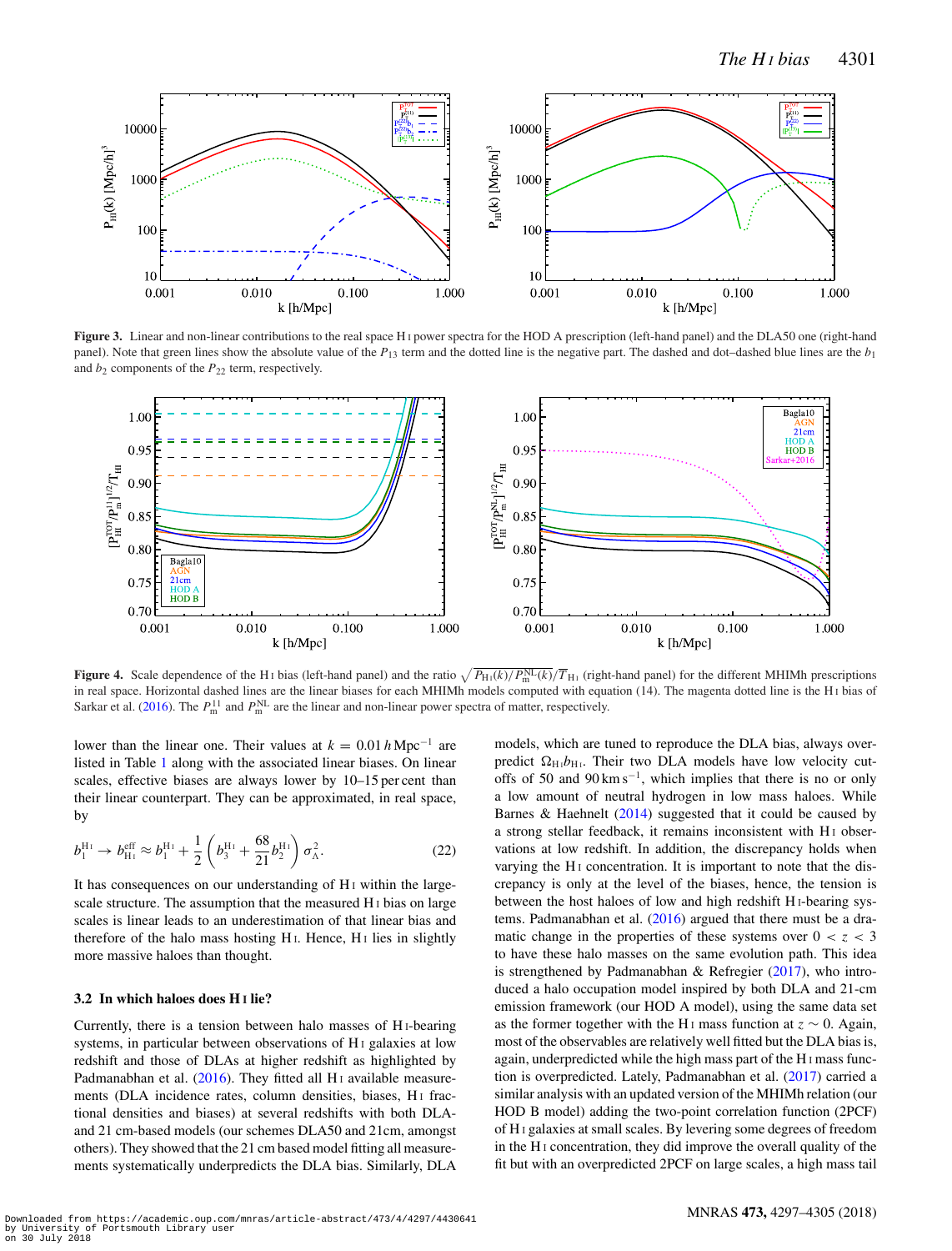**Figure 3.** Linear and non-linear contributions to the real space H I power spectra for the HOD A prescription (left-hand panel) and the DLA50 one (right-hand panel). Note that green lines show the absolute value of the $P_{13}$ term and the dotted line is the negative part. The dashed and dot–dashed blue lines are the $b_1$ and $b_2$ components of the $P_{22}$ term, respectively.

**Figure 4.** Scale dependence of the H I bias (left-hand panel) and the ratio $\sqrt{P_{\rm HI}(k)/P_{\rm m}^{\rm NL}(k)}/\overline{T}_{\rm HI}$ (right-hand panel) for the different MHIMh prescriptions in real space. Horizontal dashed lines are the linear biases for each MHIMh models computed with equation (14). The magenta dotted line is the H I bias of Sarkar et al. (2016). The $P_{\rm m}^{11}$ and $P_{\rm m}^{\rm NL}$ are the linear and non-linear power spectra of matter, respectively.

lower than the linear one. Their values at $k = 0.01\,h\,{\rm Mpc}^{-1}$ are listed in Table 1 along with the associated linear biases. On linear scales, effective biases are always lower by 10–15 per cent than their linear counterpart. They can be approximated, in real space, by

$$b_1^{\rm H\,I} \rightarrow b_{\rm H\,I}^{\rm eff} \approx b_1^{\rm H\,I} + \frac{1}{2}\left(b_3^{\rm H\,I} + \frac{68}{21}b_2^{\rm H\,I}\right)\sigma_\Lambda^2. \tag{22}$$

It has consequences on our understanding of H I within the large-scale structure. The assumption that the measured H I bias on large scales is linear leads to an underestimation of that linear bias and therefore of the halo mass hosting H I. Hence, H I lies in slightly more massive haloes than thought.

### 3.2 In which haloes does H I lie?

Currently, there is a tension between halo masses of H I-bearing systems, in particular between observations of H I galaxies at low redshift and those of DLAs at higher redshift as highlighted by Padmanabhan et al. (2016). They fitted all H I available measurements (DLA incidence rates, column densities, biases, H I fractional densities and biases) at several redshifts with both DLA- and 21 cm-based models (our schemes DLA50 and 21cm, amongst others). They showed that the 21 cm based model fitting all measurements systematically underpredicts the DLA bias. Similarly, DLA models, which are tuned to reproduce the DLA bias, always overpredict $\Omega_{\rm H\,I}b_{\rm H\,I}$. Their two DLA models have low velocity cut-offs of 50 and 90 km s$^{-1}$, which implies that there is no or only a low amount of neutral hydrogen in low mass haloes. While Barnes & Haehnelt (2014) suggested that it could be caused by a strong stellar feedback, it remains inconsistent with H I observations at low redshift. In addition, the discrepancy holds when varying the H I concentration. It is important to note that the discrepancy is only at the level of the biases, hence, the tension is between the host haloes of low and high redshift H I-bearing systems. Padmanabhan et al. (2016) argued that there must be a dramatic change in the properties of these systems over $0 < z < 3$ to have these halo masses on the same evolution path. This idea is strengthened by Padmanabhan & Refregier (2017), who introduced a halo occupation model inspired by both DLA and 21-cm emission framework (our HOD A model), using the same data set as the former together with the H I mass function at $z \sim 0$. Again, most of the observables are relatively well fitted but the DLA bias is, again, underpredicted while the high mass part of the H I mass function is overpredicted. Lately, Padmanabhan et al. (2017) carried a similar analysis with an updated version of the MHIMh relation (our HOD B model) adding the two-point correlation function (2PCF) of H I galaxies at small scales. By levering some degrees of freedom in the H I concentration, they did improve the overall quality of the fit but with an overpredicted 2PCF on large scales, a high mass tail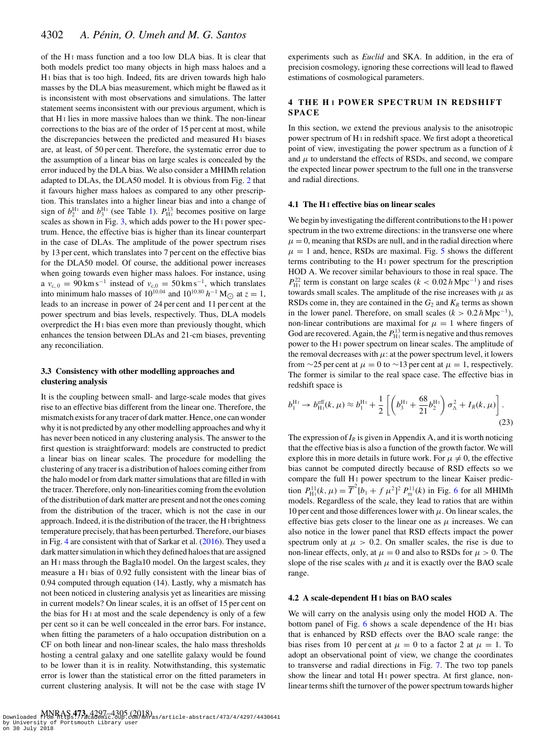of the H I mass function and a too low DLA bias. It is clear that both models predict too many objects in high mass haloes and a H I bias that is too high. Indeed, fits are driven towards high halo masses by the DLA bias measurement, which might be flawed as it is inconsistent with most observations and simulations. The latter statement seems inconsistent with our previous argument, which is that H I lies in more massive haloes than we think. The non-linear corrections to the bias are of the order of 15 per cent at most, while the discrepancies between the predicted and measured H I biases are, at least, of 50 per cent. Therefore, the systematic error due to the assumption of a linear bias on large scales is concealed by the error induced by the DLA bias. We also consider a MHIMh relation adapted to DLAs, the DLA50 model. It is obvious from Fig. 2 that it favours higher mass haloes as compared to any other prescription. This translates into a higher linear bias and into a change of sign of $b_2^{\rm H\,I}$ and $b_3^{\rm H\,I}$ (see Table 1). $P_{\rm H\,I}^{13}$ becomes positive on large scales as shown in Fig. 3, which adds power to the H I power spectrum. Hence, the effective bias is higher than its linear counterpart in the case of DLAs. The amplitude of the power spectrum rises by 13 per cent, which translates into 7 per cent on the effective bias for the DLA50 model. Of course, the additional power increases when going towards even higher mass haloes. For instance, using a $v_{\rm c,\,0} = 90\,{\rm km\,s^{-1}}$ instead of $v_{\rm c,0} = 50\,{\rm km\,s^{-1}}$, which translates into minimum halo masses of $10^{10.04}$ and $10^{10.80}\,h^{-1}\,{\rm M}_\odot$ at $z = 1$, leads to an increase in power of 24 per cent and 11 per cent at the power spectrum and bias levels, respectively. Thus, DLA models overpredict the H I bias even more than previously thought, which enhances the tension between DLAs and 21-cm biases, preventing any reconciliation.

### 3.3 Consistency with other modelling approaches and clustering analysis

It is the coupling between small- and large-scale modes that gives rise to an effective bias different from the linear one. Therefore, the mismatch exists for any tracer of dark matter. Hence, one can wonder why it is not predicted by any other modelling approaches and why it has never been noticed in any clustering analysis. The answer to the first question is straightforward: models are constructed to predict a linear bias on linear scales. The procedure for modelling the clustering of any tracer is a distribution of haloes coming either from the halo model or from dark matter simulations that are filled in with the tracer. Therefore, only non-linearities coming from the evolution of the distribution of dark matter are present and not the ones coming from the distribution of the tracer, which is not the case in our approach. Indeed, it is the distribution of the tracer, the H I brightness temperature precisely, that has been perturbed. Therefore, our biases in Fig. 4 are consistent with that of Sarkar et al. (2016). They used a dark matter simulation in which they defined haloes that are assigned an H I mass through the Bagla10 model. On the largest scales, they measure a H I bias of 0.92 fully consistent with the linear bias of 0.94 computed through equation (14). Lastly, why a mismatch has not been noticed in clustering analysis yet as linearities are missing in current models? On linear scales, it is an offset of 15 per cent on the bias for H I at most and the scale dependency is only of a few per cent so it can be well concealed in the error bars. For instance, when fitting the parameters of a halo occupation distribution on a CF on both linear and non-linear scales, the halo mass thresholds hosting a central galaxy and one satellite galaxy would be found to be lower than it is in reality. Notwithstanding, this systematic error is lower than the statistical error on the fitted parameters in current clustering analysis. It will not be the case with stage IV experiments such as *Euclid* and SKA. In addition, in the era of precision cosmology, ignoring these corrections will lead to flawed estimations of cosmological parameters.

## 4 THE H I POWER SPECTRUM IN REDSHIFT SPACE

In this section, we extend the previous analysis to the anisotropic power spectrum of H I in redshift space. We first adopt a theoretical point of view, investigating the power spectrum as a function of $k$ and $\mu$ to understand the effects of RSDs, and second, we compare the expected linear power spectrum to the full one in the transverse and radial directions.

### 4.1 The H I effective bias on linear scales

We begin by investigating the different contributions to the H I power spectrum in the two extreme directions: in the transverse one where $\mu = 0$, meaning that RSDs are null, and in the radial direction where $\mu = 1$ and, hence, RSDs are maximal. Fig. 5 shows the different terms contributing to the H I power spectrum for the prescription HOD A. We recover similar behaviours to those in real space. The $P_{\rm H\,I}^{22}$ term is constant on large scales ($k < 0.02\,h\,{\rm Mpc^{-1}}$) and rises towards small scales. The amplitude of the rise increases with $\mu$ as RSDs come in, they are contained in the $G_2$ and $K_R$ terms as shown in the lower panel. Therefore, on small scales ($k > 0.2\,h\,{\rm Mpc^{-1}}$), non-linear contributions are maximal for $\mu = 1$ where fingers of God are recovered. Again, the $P_{\rm H\,I}^{13}$ term is negative and thus removes power to the H I power spectrum on linear scales. The amplitude of the removal decreases with $\mu$: at the power spectrum level, it lowers from ~25 per cent at $\mu = 0$ to ~13 per cent at $\mu = 1$, respectively. The former is similar to the real space case. The effective bias in redshift space is

$$b_1^{\rm H\,I} \rightarrow b_{\rm H\,I}^{\rm eff}(k, \mu) \approx b_1^{\rm H\,I} + \frac{1}{2}\left[\left(b_3^{\rm H\,I} + \frac{68}{21}b_2^{\rm H\,I}\right)\sigma_\Lambda^2 + I_R(k, \mu)\right]. \tag{23}$$

The expression of $I_R$ is given in Appendix A, and it is worth noticing that the effective bias is also a function of the growth factor. We will explore this in more details in future work. For $\mu \neq 0$, the effective bias cannot be computed directly because of RSD effects so we compare the full H I power spectrum to the linear Kaiser prediction $P_{\rm H\,I}^{11}(k, \mu) = \overline{T}^2[b_1 + f\,\mu^2]^2\,P_{\rm m}^{11}(k)$ in Fig. 6 for all MHIMh models. Regardless of the scale, they lead to ratios that are within 10 per cent and those differences lower with $\mu$. On linear scales, the effective bias gets closer to the linear one as $\mu$ increases. We can also notice in the lower panel that RSD effects impact the power spectrum only at $\mu > 0.2$. On smaller scales, the rise is due to non-linear effects, only, at $\mu = 0$ and also to RSDs for $\mu > 0$. The slope of the rise scales with $\mu$ and it is exactly over the BAO scale range.

### 4.2 A scale-dependent H I bias on BAO scales

We will carry on the analysis using only the model HOD A. The bottom panel of Fig. 6 shows a scale dependence of the H I bias that is enhanced by RSD effects over the BAO scale range: the bias rises from 10 per cent at $\mu = 0$ to a factor 2 at $\mu = 1$. To adopt an observational point of view, we change the coordinates to transverse and radial directions in Fig. 7. The two top panels show the linear and total H I power spectra. At first glance, non-linear terms shift the turnover of the power spectrum towards higher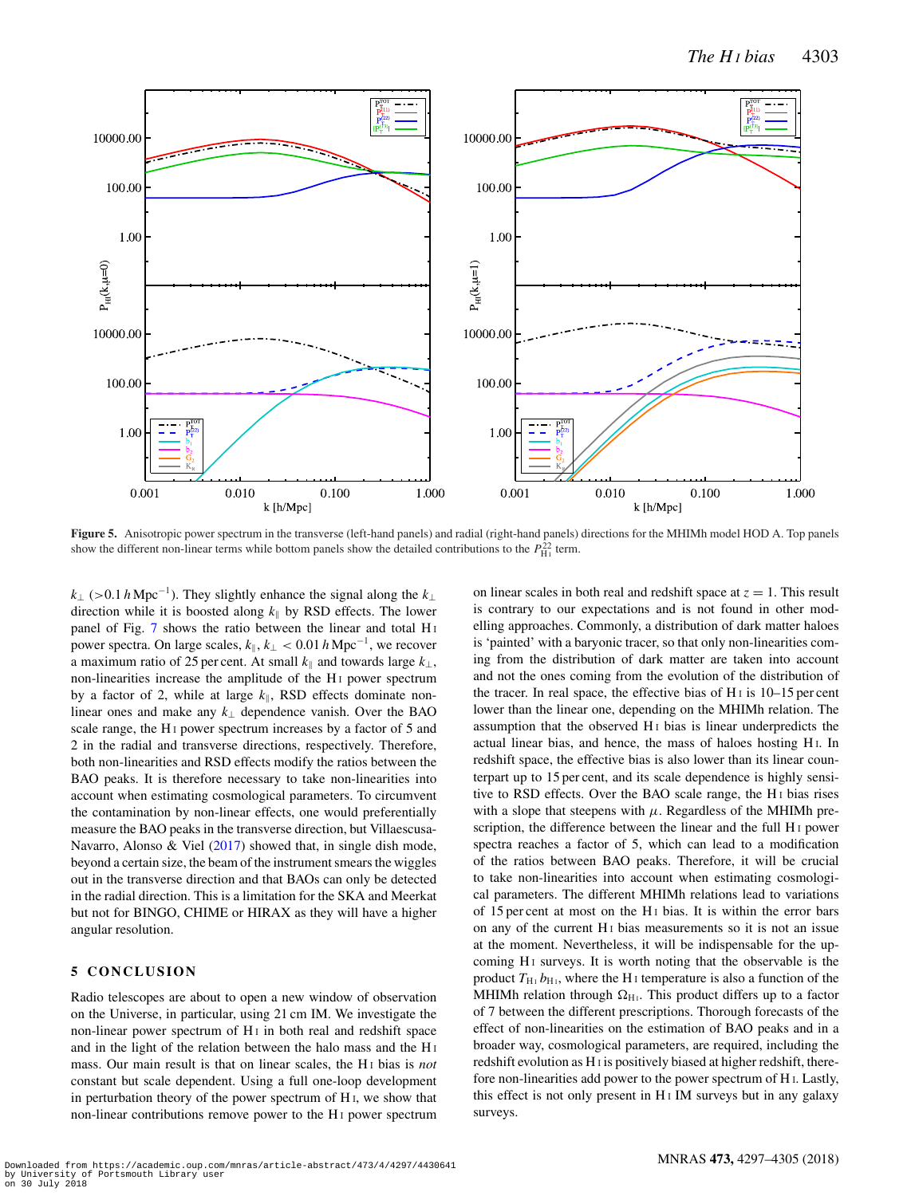**Figure 5.** Anisotropic power spectrum in the transverse (left-hand panels) and radial (right-hand panels) directions for the MHIMh model HOD A. Top panels show the different non-linear terms while bottom panels show the detailed contributions to the $P^{22}_{\rm H\,I}$ term.

$k_\perp$ ($>0.1\,h\,{\rm Mpc}^{-1}$). They slightly enhance the signal along the $k_\perp$ direction while it is boosted along $k_\parallel$ by RSD effects. The lower panel of Fig. 7 shows the ratio between the linear and total H I power spectra. On large scales, $k_\parallel$, $k_\perp < 0.01\,h\,{\rm Mpc}^{-1}$, we recover a maximum ratio of 25 per cent. At small $k_\parallel$ and towards large $k_\perp$, non-linearities increase the amplitude of the H I power spectrum by a factor of 2, while at large $k_\parallel$, RSD effects dominate non-linear ones and make any $k_\perp$ dependence vanish. Over the BAO scale range, the H I power spectrum increases by a factor of 5 and 2 in the radial and transverse directions, respectively. Therefore, both non-linearities and RSD effects modify the ratios between the BAO peaks. It is therefore necessary to take non-linearities into account when estimating cosmological parameters. To circumvent the contamination by non-linear effects, one would preferentially measure the BAO peaks in the transverse direction, but Villaescusa-Navarro, Alonso & Viel (2017) showed that, in single dish mode, beyond a certain size, the beam of the instrument smears the wiggles out in the transverse direction and that BAOs can only be detected in the radial direction. This is a limitation for the SKA and Meerkat but not for BINGO, CHIME or HIRAX as they will have a higher angular resolution.

## 5 CONCLUSION

Radio telescopes are about to open a new window of observation on the Universe, in particular, using 21 cm IM. We investigate the non-linear power spectrum of H I in both real and redshift space and in the light of the relation between the halo mass and the H I mass. Our main result is that on linear scales, the H I bias is *not* constant but scale dependent. Using a full one-loop development in perturbation theory of the power spectrum of H I, we show that non-linear contributions remove power to the H I power spectrum on linear scales in both real and redshift space at $z = 1$. This result is contrary to our expectations and is not found in other modelling approaches. Commonly, a distribution of dark matter haloes is 'painted' with a baryonic tracer, so that only non-linearities coming from the distribution of dark matter are taken into account and not the ones coming from the evolution of the distribution of the tracer. In real space, the effective bias of H I is 10–15 per cent lower than the linear one, depending on the MHIMh relation. The assumption that the observed H I bias is linear underpredicts the actual linear bias, and hence, the mass of haloes hosting H I. In redshift space, the effective bias is also lower than its linear counterpart up to 15 per cent, and its scale dependence is highly sensitive to RSD effects. Over the BAO scale range, the H I bias rises with a slope that steepens with $\mu$. Regardless of the MHIMh prescription, the difference between the linear and the full H I power spectra reaches a factor of 5, which can lead to a modification of the ratios between BAO peaks. Therefore, it will be crucial to take non-linearities into account when estimating cosmological parameters. The different MHIMh relations lead to variations of 15 per cent at most on the H I bias. It is within the error bars on any of the current H I bias measurements so it is not an issue at the moment. Nevertheless, it will be indispensable for the upcoming H I surveys. It is worth noting that the observable is the product $T_{\rm H\,I}\, b_{\rm H\,I}$, where the H I temperature is also a function of the MHIMh relation through $\Omega_{\rm H\,I}$. This product differs up to a factor of 7 between the different prescriptions. Thorough forecasts of the effect of non-linearities on the estimation of BAO peaks and in a broader way, cosmological parameters, are required, including the redshift evolution as H I is positively biased at higher redshift, therefore non-linearities add power to the power spectrum of H I. Lastly, this effect is not only present in H I IM surveys but in any galaxy surveys.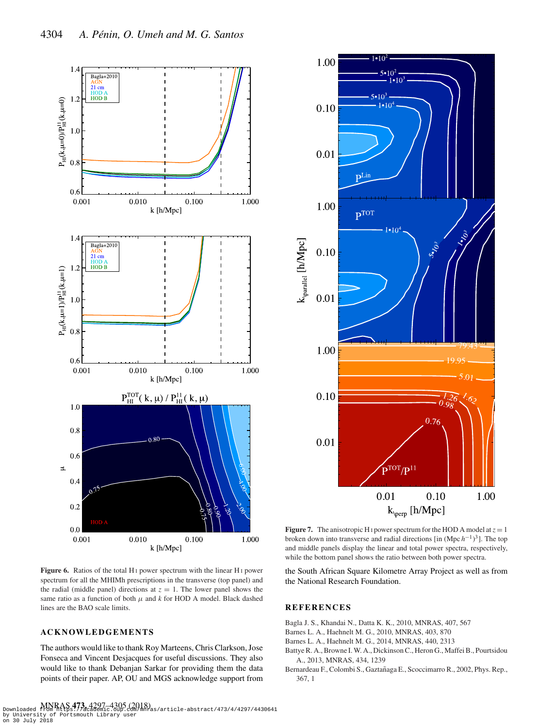**Figure 6.** Ratios of the total H I power spectrum with the linear H I power spectrum for all the MHIMh prescriptions in the transverse (top panel) and the radial (middle panel) directions at $z = 1$. The lower panel shows the same ratio as a function of both $\mu$ and $k$ for HOD A model. Black dashed lines are the BAO scale limits.

**Figure 7.** The anisotropic H I power spectrum for the HOD A model at $z = 1$ broken down into transverse and radial directions [in (Mpc $h^{-1}$)$^3$]. The top and middle panels display the linear and total power spectra, respectively, while the bottom panel shows the ratio between both power spectra.

## ACKNOWLEDGEMENTS

The authors would like to thank Roy Marteens, Chris Clarkson, Jose Fonseca and Vincent Desjacques for useful discussions. They also would like to thank Debanjan Sarkar for providing them the data points of their paper. AP, OU and MGS acknowledge support from the South African Square Kilometre Array Project as well as from the National Research Foundation.

## REFERENCES

Bagla J. S., Khandai N., Datta K. K., 2010, MNRAS, 407, 567

Barnes L. A., Haehnelt M. G., 2010, MNRAS, 403, 870

Barnes L. A., Haehnelt M. G., 2014, MNRAS, 440, 2313

Battye R. A., Browne I. W. A., Dickinson C., Heron G., Maffei B., Pourtsidou A., 2013, MNRAS, 434, 1239

Bernardeau F., Colombi S., Gaztañaga E., Scoccimarro R., 2002, Phys. Rep., 367, 1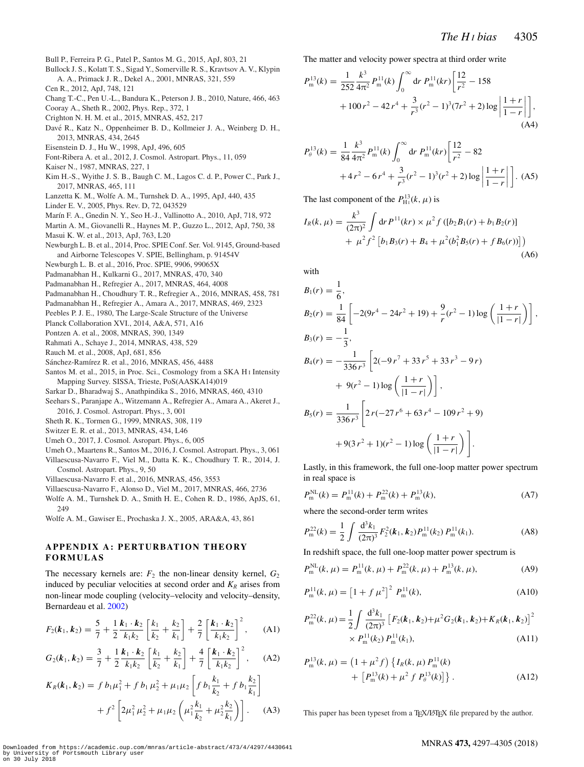Bull P., Ferreira P. G., Patel P., Santos M. G., 2015, ApJ, 803, 21

Bullock J. S., Kolatt T. S., Sigad Y., Somerville R. S., Kravtsov A. V., Klypin A. A., Primack J. R., Dekel A., 2001, MNRAS, 321, 559

Cen R., 2012, ApJ, 748, 121

Chang T.-C., Pen U.-L., Bandura K., Peterson J. B., 2010, Nature, 466, 463

Cooray A., Sheth R., 2002, Phys. Rep., 372, 1

Crighton N. H. M. et al., 2015, MNRAS, 452, 217

Davé R., Katz N., Oppenheimer B. D., Kollmeier J. A., Weinberg D. H., 2013, MNRAS, 434, 2645

Eisenstein D. J., Hu W., 1998, ApJ, 496, 605

Font-Ribera A. et al., 2012, J. Cosmol. Astropart. Phys., 11, 059

Kaiser N., 1987, MNRAS, 227, 1

Kim H.-S., Wyithe J. S. B., Baugh C. M., Lagos C. d. P., Power C., Park J., 2017, MNRAS, 465, 111

Lanzetta K. M., Wolfe A. M., Turnshek D. A., 1995, ApJ, 440, 435

Linder E. V., 2005, Phys. Rev. D, 72, 043529

Marín F. A., Gnedin N. Y., Seo H.-J., Vallinotto A., 2010, ApJ, 718, 972

Martin A. M., Giovanelli R., Haynes M. P., Guzzo L., 2012, ApJ, 750, 38

Masui K. W. et al., 2013, ApJ, 763, L20

Newburgh L. B. et al., 2014, Proc. SPIE Conf. Ser. Vol. 9145, Ground-based and Airborne Telescopes V. SPIE, Bellingham, p. 91454V

Newburgh L. B. et al., 2016, Proc. SPIE, 9906, 99065X

Padmanabhan H., Kulkarni G., 2017, MNRAS, 470, 340

Padmanabhan H., Refregier A., 2017, MNRAS, 464, 4008

Padmanabhan H., Choudhury T. R., Refregier A., 2016, MNRAS, 458, 781

Padmanabhan H., Refregier A., Amara A., 2017, MNRAS, 469, 2323

Peebles P. J. E., 1980, The Large-Scale Structure of the Universe

Planck Collaboration XVI., 2014, A&A, 571, A16

Pontzen A. et al., 2008, MNRAS, 390, 1349

Rahmati A., Schaye J., 2014, MNRAS, 438, 529

Rauch M. et al., 2008, ApJ, 681, 856

Sánchez-Ramírez R. et al., 2016, MNRAS, 456, 4488

Santos M. et al., 2015, in Proc. Sci., Cosmology from a SKA H I Intensity Mapping Survey. SISSA, Trieste, PoS(AASKA14)019

Sarkar D., Bharadwaj S., Anathpindika S., 2016, MNRAS, 460, 4310

Seehars S., Paranjape A., Witzemann A., Refregier A., Amara A., Akeret J., 2016, J. Cosmol. Astropart. Phys., 3, 001

Sheth R. K., Tormen G., 1999, MNRAS, 308, 119

Switzer E. R. et al., 2013, MNRAS, 434, L46

Umeh O., 2017, J. Cosmol. Asropart. Phys., 6, 005

Umeh O., Maartens R., Santos M., 2016, J. Cosmol. Astropart. Phys., 3, 061

Villaescusa-Navarro F., Viel M., Datta K. K., Choudhury T. R., 2014, J. Cosmol. Astropart. Phys., 9, 50

Villaescusa-Navarro F. et al., 2016, MNRAS, 456, 3553

Villaescusa-Navarro F., Alonso D., Viel M., 2017, MNRAS, 466, 2736

Wolfe A. M., Turnshek D. A., Smith H. E., Cohen R. D., 1986, ApJS, 61, 249

Wolfe A. M., Gawiser E., Prochaska J. X., 2005, ARA&A, 43, 861

## APPENDIX A: PERTURBATION THEORY FORMULAS

The necessary kernels are: $F_2$ the non-linear density kernel, $G_2$ induced by peculiar velocities at second order and $K_R$ arises from non-linear mode coupling (velocity–velocity and velocity–density, Bernardeau et al. 2002)

$$F_2(\boldsymbol{k}_1, \boldsymbol{k}_2) = \frac{5}{7} + \frac{1}{2}\frac{\boldsymbol{k}_1 \cdot \boldsymbol{k}_2}{k_1 k_2}\left[\frac{k_1}{k_2} + \frac{k_2}{k_1}\right] + \frac{2}{7}\left[\frac{\boldsymbol{k}_1 \cdot \boldsymbol{k}_2}{k_1 k_2}\right]^2, \tag{A1}$$

$$G_2(\boldsymbol{k}_1, \boldsymbol{k}_2) = \frac{3}{7} + \frac{1}{2}\frac{\boldsymbol{k}_1 \cdot \boldsymbol{k}_2}{k_1 k_2}\left[\frac{k_1}{k_2} + \frac{k_2}{k_1}\right] + \frac{4}{7}\left[\frac{\boldsymbol{k}_1 \cdot \boldsymbol{k}_2}{k_1 k_2}\right]^2, \tag{A2}$$

$$K_R(\boldsymbol{k}_1, \boldsymbol{k}_2) = f\, b_1 \mu_1^2 + f\, b_1\, \mu_2^2 + \mu_1 \mu_2 \left[f\, b_1 \frac{k_1}{k_2} + f\, b_1 \frac{k_2}{k_1}\right] + f^2\left[2\mu_1^2\, \mu_2^2 + \mu_1 \mu_2\left(\mu_1^2 \frac{k_1}{k_2} + \mu_2^2 \frac{k_2}{k_1}\right)\right]. \tag{A3}$$

The matter and velocity power spectra at third order write

$$P^{13}_{\rm m}(k) = \frac{1}{252}\frac{k^3}{4\pi^2} P^{11}_{\rm m}(k)\int_0^\infty {\rm d}r\, P^{11}_{\rm m}(kr)\left[\frac{12}{r^2} - 158 + 100\, r^2 - 42\, r^4 + \frac{3}{r^3}(r^2-1)^3(7r^2+2)\log\left|\frac{1+r}{1-r}\right|\right], \tag{A4}$$

$$P^{13}_{\theta}(k) = \frac{1}{84}\frac{k^3}{4\pi^2} P^{11}_{\rm m}(k)\int_0^\infty {\rm d}r\, P^{11}_{\rm m}(kr)\left[\frac{12}{r^2} - 82 + 4\, r^2 - 6\, r^4 + \frac{3}{r^3}(r^2-1)^3(r^2+2)\log\left|\frac{1+r}{1-r}\right|\right]. \tag{A5}$$

The last component of the $P^{13}_{\rm H\,I}(k, \mu)$ is

$$I_R(k, \mu) = \frac{k^3}{(2\pi)^2}\int {\rm d}r\, P^{11}(kr) \times \mu^2 f\left([b_2 B_1(r) + b_1 B_2(r)] + \mu^2 f^2\left[b_1 B_3(r) + B_4 + \mu^2(b_1^2 B_5(r) + f\, B_6(r))\right]\right) \tag{A6}$$

with

$$B_1(r) = \frac{1}{6},$$

$$B_2(r) = \frac{1}{84}\left[-2(9r^4 - 24r^2 + 19) + \frac{9}{r}(r^2-1)\log\left(\frac{1+r}{|1-r|}\right)\right],$$

$$B_3(r) = -\frac{1}{3},$$

$$B_4(r) = -\frac{1}{336\, r^3}\left[2(-9\, r^7 + 33\, r^5 + 33\, r^3 - 9\, r) + 9(r^2-1)\log\left(\frac{1+r}{|1-r|}\right)\right],$$

$$B_5(r) = \frac{1}{336\, r^3}\left[2\, r(-27\, r^6 + 63\, r^4 - 109\, r^2 + 9) + 9(3\, r^2+1)(r^2-1)\log\left(\frac{1+r}{|1-r|}\right)\right].$$

Lastly, in this framework, the full one-loop matter power spectrum in real space is

$$P^{\rm NL}_{\rm m}(k) = P^{11}_{\rm m}(k) + P^{22}_{\rm m}(k) + P^{13}_{\rm m}(k), \tag{A7}$$

where the second-order term writes

$$P^{22}_{\rm m}(k) = \frac{1}{2}\int \frac{{\rm d}^3 k_1}{(2\pi)^3} F_2^2(\boldsymbol{k}_1, \boldsymbol{k}_2) P^{11}_{\rm m}(k_2)\, P^{11}_{\rm m}(k_1). \tag{A8}$$

In redshift space, the full one-loop matter power spectrum is

$$P^{\rm NL}_{\rm m}(k, \mu) = P^{11}_{\rm m}(k, \mu) + P^{22}_{\rm m}(k, \mu) + P^{13}_{\rm m}(k, \mu), \tag{A9}$$

$$P^{11}_{\rm m}(k, \mu) = \left[1 + f\, \mu^2\right]^2\, P^{11}_{\rm m}(k), \tag{A10}$$

$$P^{22}_{\rm m}(k, \mu) = \frac{1}{2}\int \frac{{\rm d}^3 k_1}{(2\pi)^3}\left[F_2(\boldsymbol{k}_1, \boldsymbol{k}_2) + \mu^2 G_2(\boldsymbol{k}_1, \boldsymbol{k}_2) + K_R(\boldsymbol{k}_1, \boldsymbol{k}_2)\right]^2 \times P^{11}_{\rm m}(k_2)\, P^{11}_{\rm m}(k_1), \tag{A11}$$

$$P^{13}_{\rm m}(k, \mu) = \left(1 + \mu^2 f\right)\left\{I_R(k, \mu)\, P^{11}_{\rm m}(k) + \left[P^{13}_{\rm m}(k) + \mu^2\, f\, P^{13}_{\theta}(k)\right]\right\}. \tag{A12}$$

This paper has been typeset from a TEX/LATEX file prepared by the author.